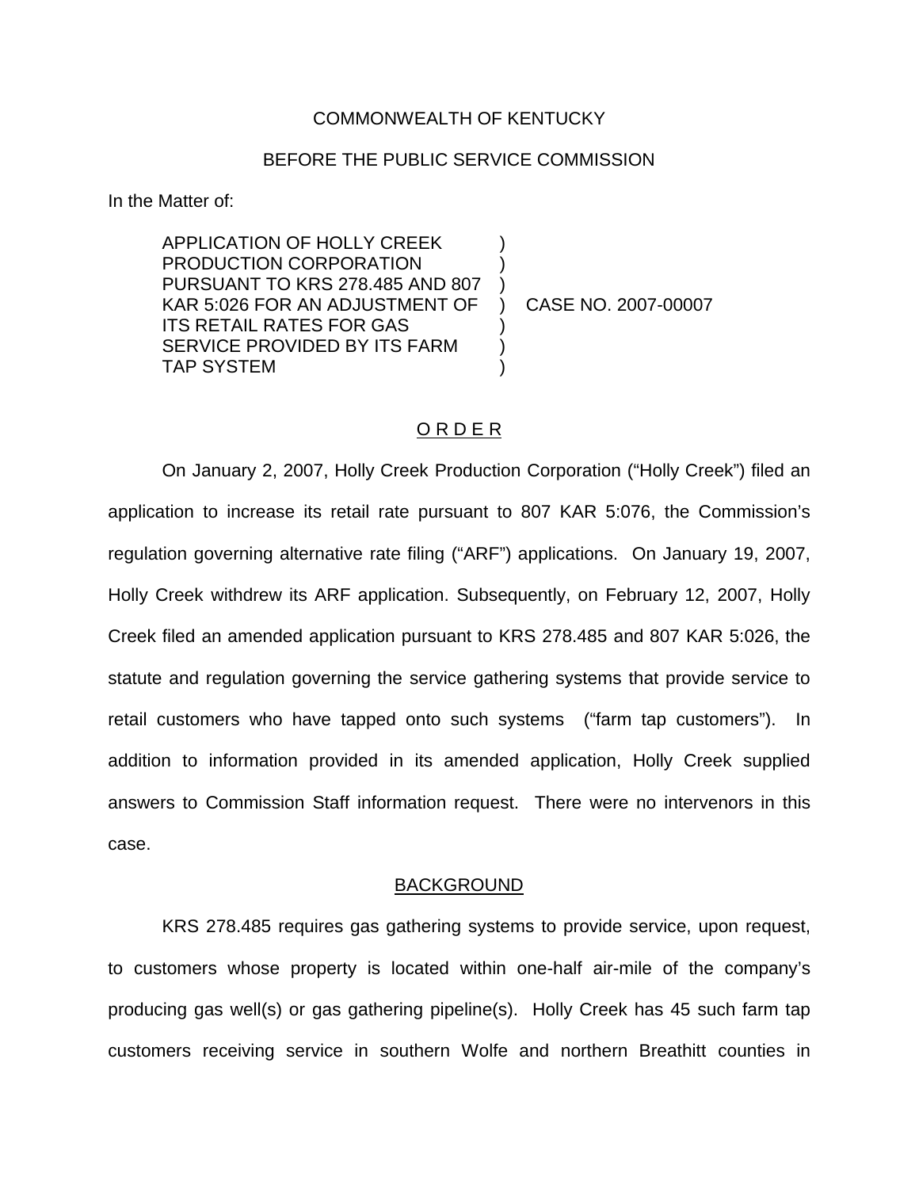COMMONWEALTH OF KENTUCKY

BEFORE THE PUBLIC SERVICE COMMISSION

In the Matter of:

| | | |
|---|---|---|
| APPLICATION OF HOLLY CREEK PRODUCTION CORPORATION PURSUANT TO KRS 278.485 AND 807 KAR 5:026 FOR AN ADJUSTMENT OF ITS RETAIL RATES FOR GAS SERVICE PROVIDED BY ITS FARM TAP SYSTEM | ) | CASE NO. 2007-00007 |

## O R D E R

On January 2, 2007, Holly Creek Production Corporation ("Holly Creek") filed an application to increase its retail rate pursuant to 807 KAR 5:076, the Commission's regulation governing alternative rate filing ("ARF") applications. On January 19, 2007, Holly Creek withdrew its ARF application. Subsequently, on February 12, 2007, Holly Creek filed an amended application pursuant to KRS 278.485 and 807 KAR 5:026, the statute and regulation governing the service gathering systems that provide service to retail customers who have tapped onto such systems ("farm tap customers"). In addition to information provided in its amended application, Holly Creek supplied answers to Commission Staff information request. There were no intervenors in this case.

## BACKGROUND

KRS 278.485 requires gas gathering systems to provide service, upon request, to customers whose property is located within one-half air-mile of the company's producing gas well(s) or gas gathering pipeline(s). Holly Creek has 45 such farm tap customers receiving service in southern Wolfe and northern Breathitt counties in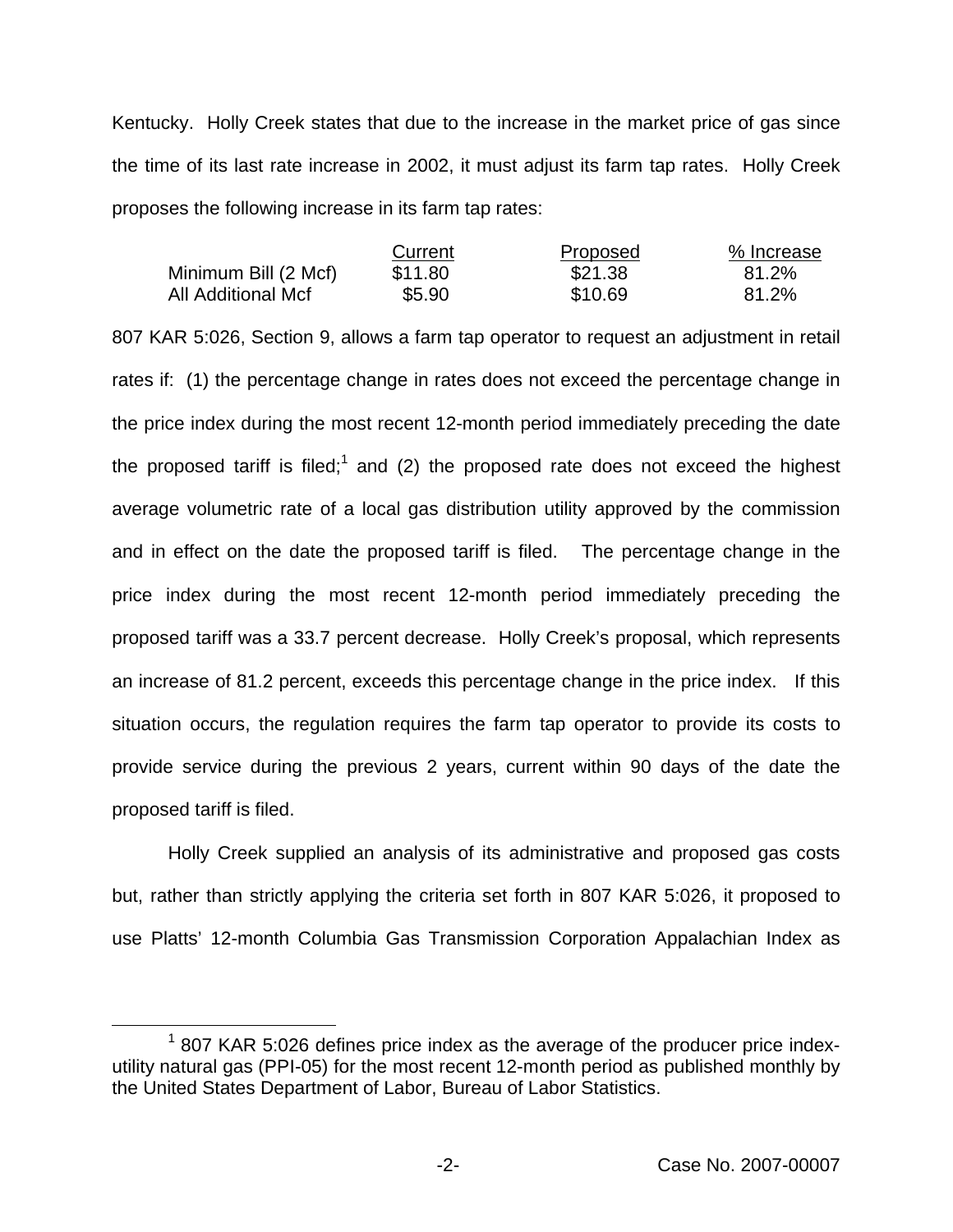Kentucky. Holly Creek states that due to the increase in the market price of gas since the time of its last rate increase in 2002, it must adjust its farm tap rates. Holly Creek proposes the following increase in its farm tap rates:

| | Current | Proposed | % Increase |
|---|---|---|---|
| Minimum Bill (2 Mcf) | \$11.80 | \$21.38 | 81.2% |
| All Additional Mcf | \$5.90 | \$10.69 | 81.2% |

807 KAR 5:026, Section 9, allows a farm tap operator to request an adjustment in retail rates if: (1) the percentage change in rates does not exceed the percentage change in the price index during the most recent 12-month period immediately preceding the date the proposed tariff is filed;[1] and (2) the proposed rate does not exceed the highest average volumetric rate of a local gas distribution utility approved by the commission and in effect on the date the proposed tariff is filed. The percentage change in the price index during the most recent 12-month period immediately preceding the proposed tariff was a 33.7 percent decrease. Holly Creek's proposal, which represents an increase of 81.2 percent, exceeds this percentage change in the price index. If this situation occurs, the regulation requires the farm tap operator to provide its costs to provide service during the previous 2 years, current within 90 days of the date the proposed tariff is filed.

Holly Creek supplied an analysis of its administrative and proposed gas costs but, rather than strictly applying the criteria set forth in 807 KAR 5:026, it proposed to use Platts' 12-month Columbia Gas Transmission Corporation Appalachian Index as

[1] 807 KAR 5:026 defines price index as the average of the producer price index-utility natural gas (PPI-05) for the most recent 12-month period as published monthly by the United States Department of Labor, Bureau of Labor Statistics.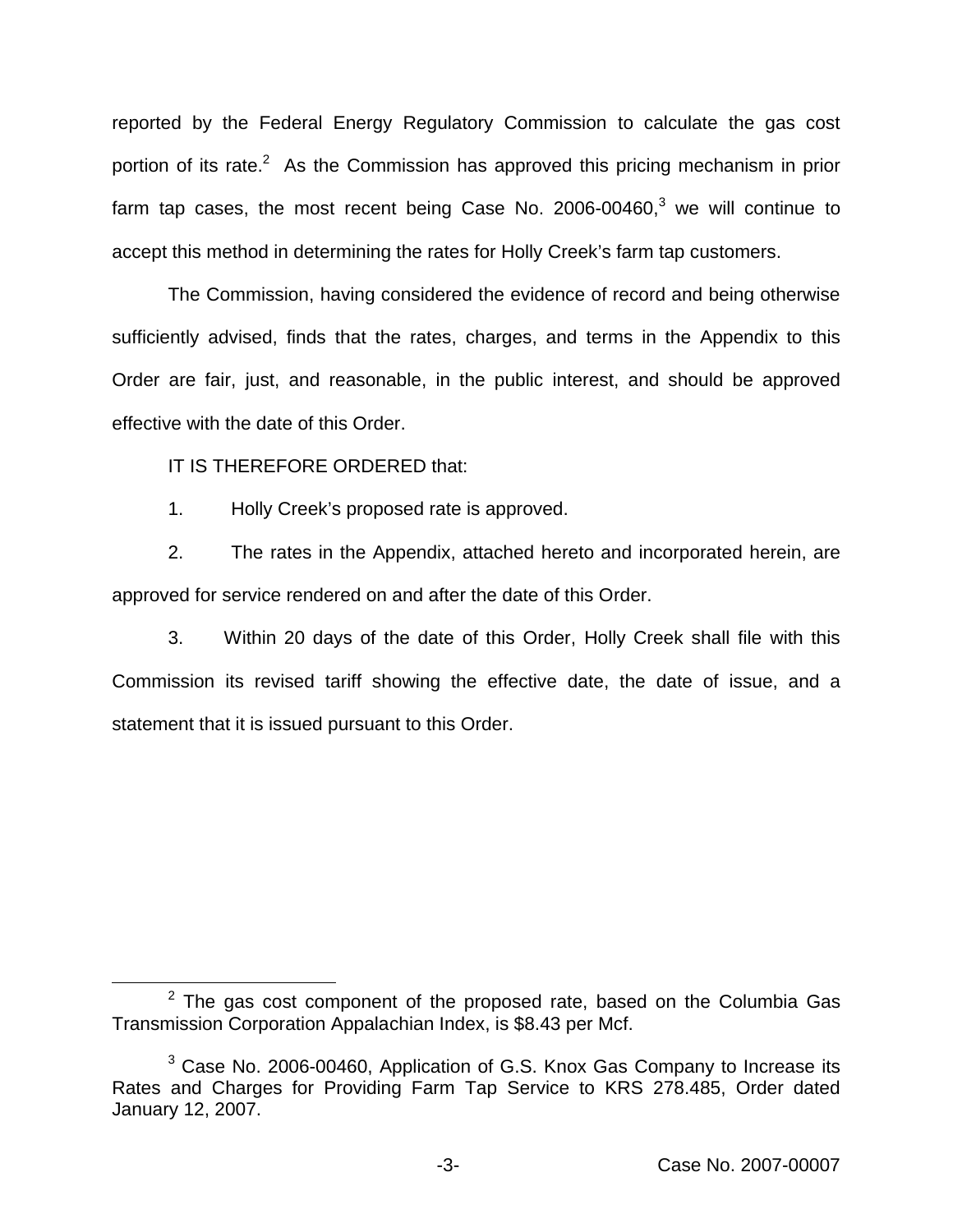reported by the Federal Energy Regulatory Commission to calculate the gas cost portion of its rate.[2] As the Commission has approved this pricing mechanism in prior farm tap cases, the most recent being Case No. 2006-00460,[3] we will continue to accept this method in determining the rates for Holly Creek's farm tap customers.

The Commission, having considered the evidence of record and being otherwise sufficiently advised, finds that the rates, charges, and terms in the Appendix to this Order are fair, just, and reasonable, in the public interest, and should be approved effective with the date of this Order.

IT IS THEREFORE ORDERED that:

1. Holly Creek's proposed rate is approved.

2. The rates in the Appendix, attached hereto and incorporated herein, are approved for service rendered on and after the date of this Order.

3. Within 20 days of the date of this Order, Holly Creek shall file with this Commission its revised tariff showing the effective date, the date of issue, and a statement that it is issued pursuant to this Order.

---

[2] The gas cost component of the proposed rate, based on the Columbia Gas Transmission Corporation Appalachian Index, is $8.43 per Mcf.

[3] Case No. 2006-00460, Application of G.S. Knox Gas Company to Increase its Rates and Charges for Providing Farm Tap Service to KRS 278.485, Order dated January 12, 2007.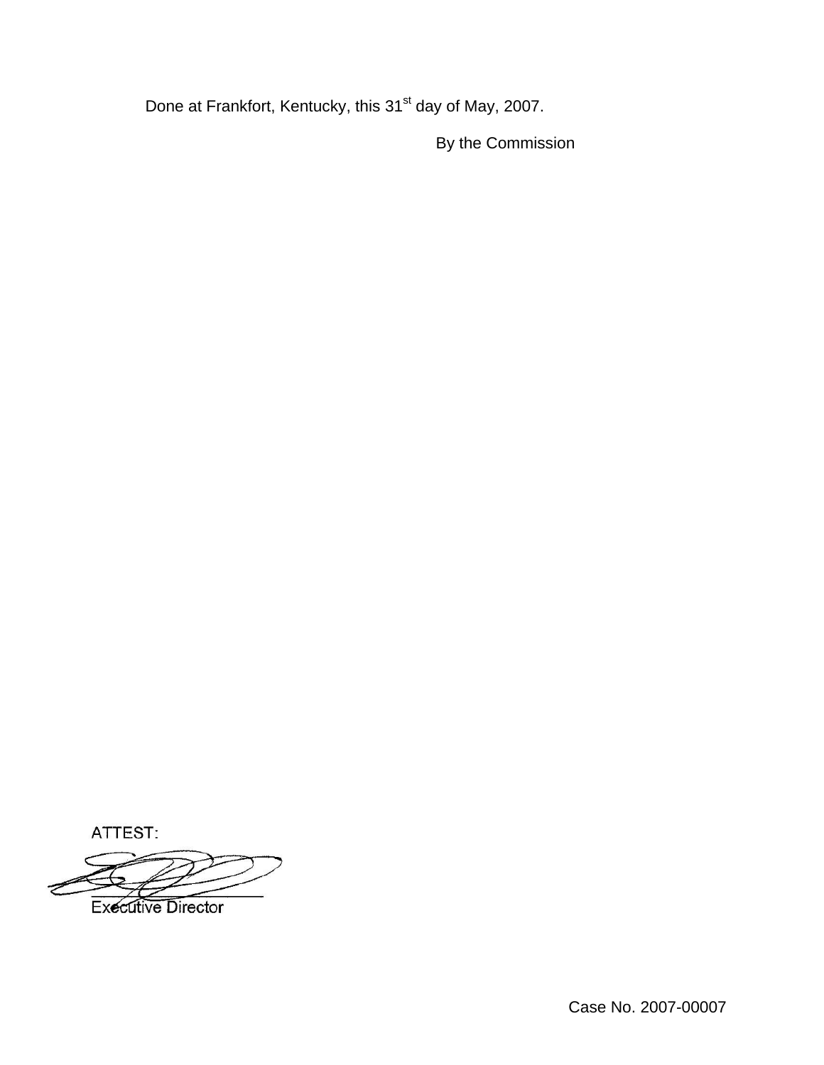Done at Frankfort, Kentucky, this 31st day of May, 2007.

By the Commission

ATTEST:

Executive Director

Case No. 2007-00007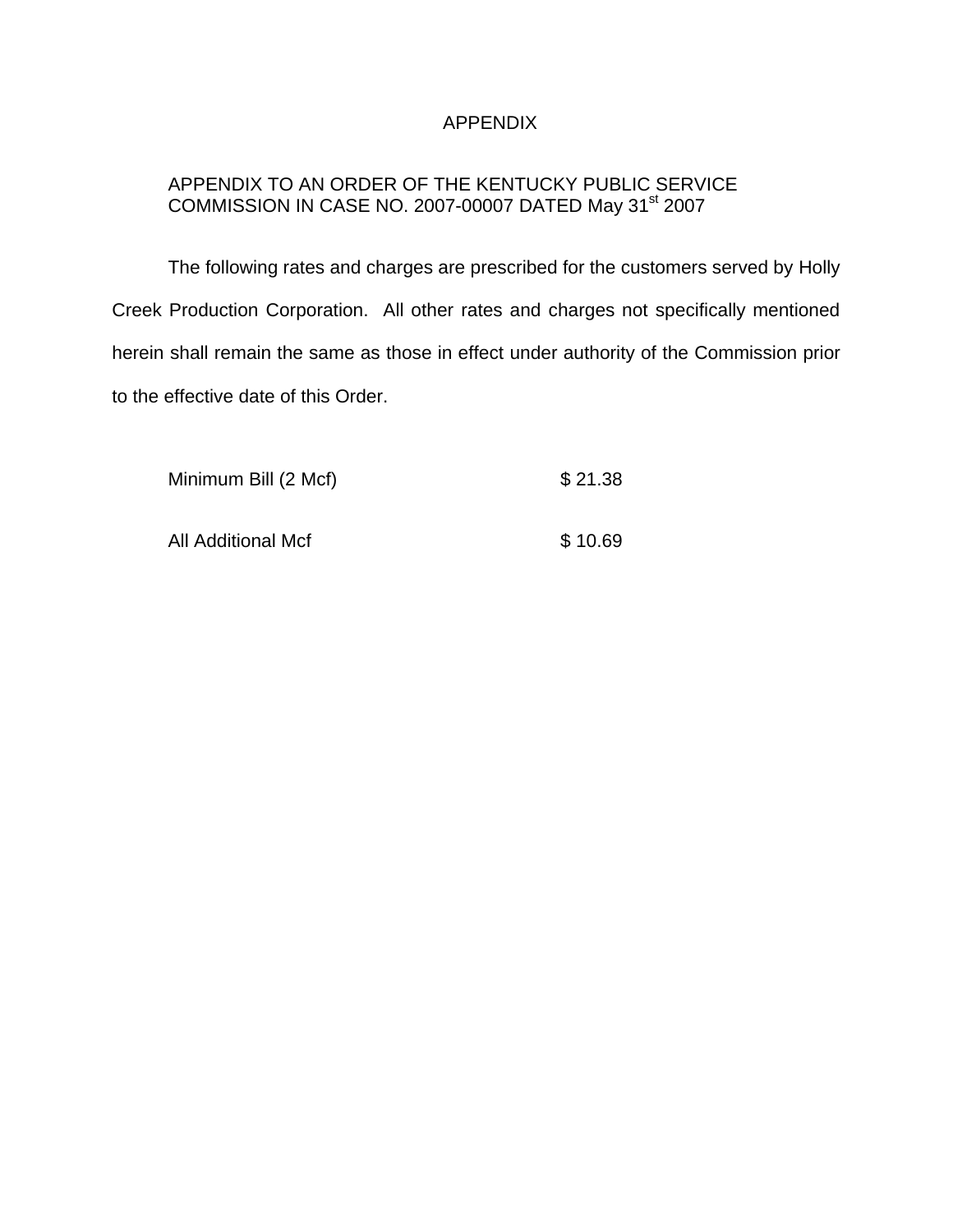# APPENDIX

APPENDIX TO AN ORDER OF THE KENTUCKY PUBLIC SERVICE COMMISSION IN CASE NO. 2007-00007 DATED May 31st 2007

The following rates and charges are prescribed for the customers served by Holly Creek Production Corporation. All other rates and charges not specifically mentioned herein shall remain the same as those in effect under authority of the Commission prior to the effective date of this Order.

| | |
|---|---|
| Minimum Bill (2 Mcf) | $ 21.38 |
| All Additional Mcf | $ 10.69 |